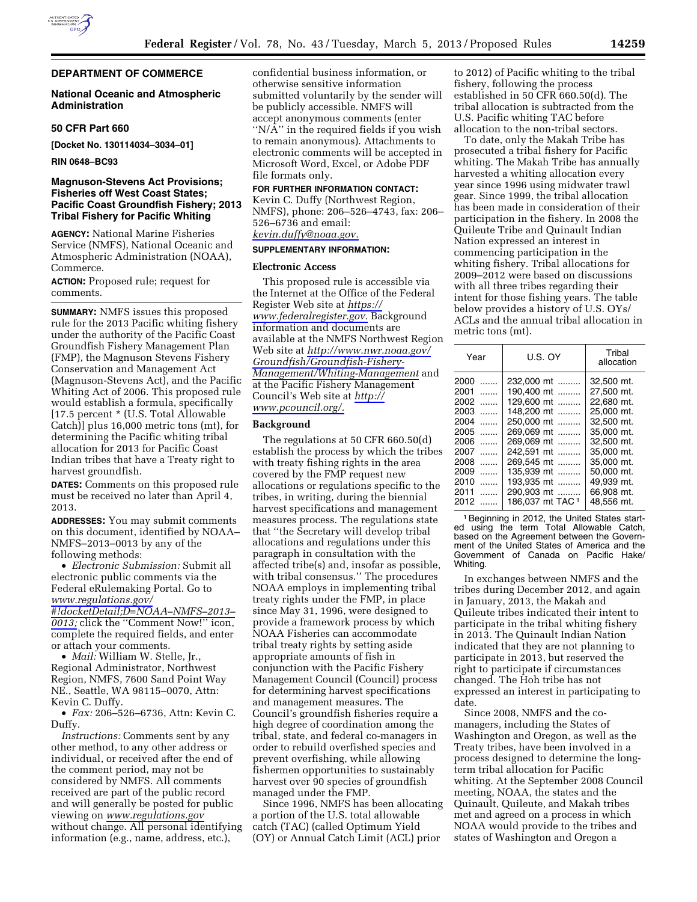## DEPARTMENT OF COMMERCE

### National Oceanic and Atmospheric Administration

### 50 CFR Part 660

**[Docket No. 130114034–3034–01]**

**RIN 0648–BC93**

### Magnuson-Stevens Act Provisions; Fisheries off West Coast States; Pacific Coast Groundfish Fishery; 2013 Tribal Fishery for Pacific Whiting

**AGENCY:** National Marine Fisheries Service (NMFS), National Oceanic and Atmospheric Administration (NOAA), Commerce.

**ACTION:** Proposed rule; request for comments.

**SUMMARY:** NMFS issues this proposed rule for the 2013 Pacific whiting fishery under the authority of the Pacific Coast Groundfish Fishery Management Plan (FMP), the Magnuson Stevens Fishery Conservation and Management Act (Magnuson-Stevens Act), and the Pacific Whiting Act of 2006. This proposed rule would establish a formula, specifically [17.5 percent * (U.S. Total Allowable Catch)] plus 16,000 metric tons (mt), for determining the Pacific whiting tribal allocation for 2013 for Pacific Coast Indian tribes that have a Treaty right to harvest groundfish.

**DATES:** Comments on this proposed rule must be received no later than April 4, 2013.

**ADDRESSES:** You may submit comments on this document, identified by NOAA–NMFS–2013–0013 by any of the following methods:

- *Electronic Submission:* Submit all electronic public comments via the Federal eRulemaking Portal. Go to *www.regulations.gov/#!docketDetail;D=NOAA–NMFS–2013–0013;* click the "Comment Now!" icon, complete the required fields, and enter or attach your comments.
- *Mail:* William W. Stelle, Jr., Regional Administrator, Northwest Region, NMFS, 7600 Sand Point Way NE., Seattle, WA 98115–0070, Attn: Kevin C. Duffy.
- *Fax:* 206–526–6736, Attn: Kevin C. Duffy.

*Instructions:* Comments sent by any other method, to any other address or individual, or received after the end of the comment period, may not be considered by NMFS. All comments received are part of the public record and will generally be posted for public viewing on *www.regulations.gov* without change. All personal identifying information (e.g., name, address, etc.), confidential business information, or otherwise sensitive information submitted voluntarily by the sender will be publicly accessible. NMFS will accept anonymous comments (enter "N/A" in the required fields if you wish to remain anonymous). Attachments to electronic comments will be accepted in Microsoft Word, Excel, or Adobe PDF file formats only.

**FOR FURTHER INFORMATION CONTACT:** Kevin C. Duffy (Northwest Region, NMFS), phone: 206–526–4743, fax: 206–526–6736 and email: *kevin.duffy@noaa.gov.*

**SUPPLEMENTARY INFORMATION:**

### Electronic Access

This proposed rule is accessible via the Internet at the Office of the Federal Register Web site at *https://www.federalregister.gov.* Background information and documents are available at the NMFS Northwest Region Web site at *http://www.nwr.noaa.gov/Groundfish/Groundfish-Fishery-Management/Whiting-Management* and at the Pacific Fishery Management Council's Web site at *http://www.pcouncil.org/.*

### Background

The regulations at 50 CFR 660.50(d) establish the process by which the tribes with treaty fishing rights in the area covered by the FMP request new allocations or regulations specific to the tribes, in writing, during the biennial harvest specifications and management measures process. The regulations state that "the Secretary will develop tribal allocations and regulations under this paragraph in consultation with the affected tribe(s) and, insofar as possible, with tribal consensus." The procedures NOAA employs in implementing tribal treaty rights under the FMP, in place since May 31, 1996, were designed to provide a framework process by which NOAA Fisheries can accommodate tribal treaty rights by setting aside appropriate amounts of fish in conjunction with the Pacific Fishery Management Council (Council) process for determining harvest specifications and management measures. The Council's groundfish fisheries require a high degree of coordination among the tribal, state, and federal co-managers in order to rebuild overfished species and prevent overfishing, while allowing fishermen opportunities to sustainably harvest over 90 species of groundfish managed under the FMP.

Since 1996, NMFS has been allocating a portion of the U.S. total allowable catch (TAC) (called Optimum Yield (OY) or Annual Catch Limit (ACL) prior to 2012) of Pacific whiting to the tribal fishery, following the process established in 50 CFR 660.50(d). The tribal allocation is subtracted from the U.S. Pacific whiting TAC before allocation to the non-tribal sectors.

To date, only the Makah Tribe has prosecuted a tribal fishery for Pacific whiting. The Makah Tribe has annually harvested a whiting allocation every year since 1996 using midwater trawl gear. Since 1999, the tribal allocation has been made in consideration of their participation in the fishery. In 2008 the Quileute Tribe and Quinault Indian Nation expressed an interest in commencing participation in the whiting fishery. Tribal allocations for 2009–2012 were based on discussions with all three tribes regarding their intent for those fishing years. The table below provides a history of U.S. OYs/ACLs and the annual tribal allocation in metric tons (mt).

| Year | U.S. OY | Tribal allocation |
|---|---|---|
| 2000 | 232,000 mt | 32,500 mt. |
| 2001 | 190,400 mt | 27,500 mt. |
| 2002 | 129,600 mt | 22,680 mt. |
| 2003 | 148,200 mt | 25,000 mt. |
| 2004 | 250,000 mt | 32,500 mt. |
| 2005 | 269,069 mt | 35,000 mt. |
| 2006 | 269,069 mt | 32,500 mt. |
| 2007 | 242,591 mt | 35,000 mt. |
| 2008 | 269,545 mt | 35,000 mt. |
| 2009 | 135,939 mt | 50,000 mt. |
| 2010 | 193,935 mt | 49,939 mt. |
| 2011 | 290,903 mt | 66,908 mt. |
| 2012 | 186,037 mt TAC [1] | 48,556 mt. |

[1] Beginning in 2012, the United States started using the term Total Allowable Catch, based on the Agreement between the Government of the United States of America and the Government of Canada on Pacific Hake/Whiting.

In exchanges between NMFS and the tribes during December 2012, and again in January, 2013, the Makah and Quileute tribes indicated their intent to participate in the tribal whiting fishery in 2013. The Quinault Indian Nation indicated that they are not planning to participate in 2013, but reserved the right to participate if circumstances changed. The Hoh tribe has not expressed an interest in participating to date.

Since 2008, NMFS and the co-managers, including the States of Washington and Oregon, as well as the Treaty tribes, have been involved in a process designed to determine the long-term tribal allocation for Pacific whiting. At the September 2008 Council meeting, NOAA, the states and the Quinault, Quileute, and Makah tribes met and agreed on a process in which NOAA would provide to the tribes and states of Washington and Oregon a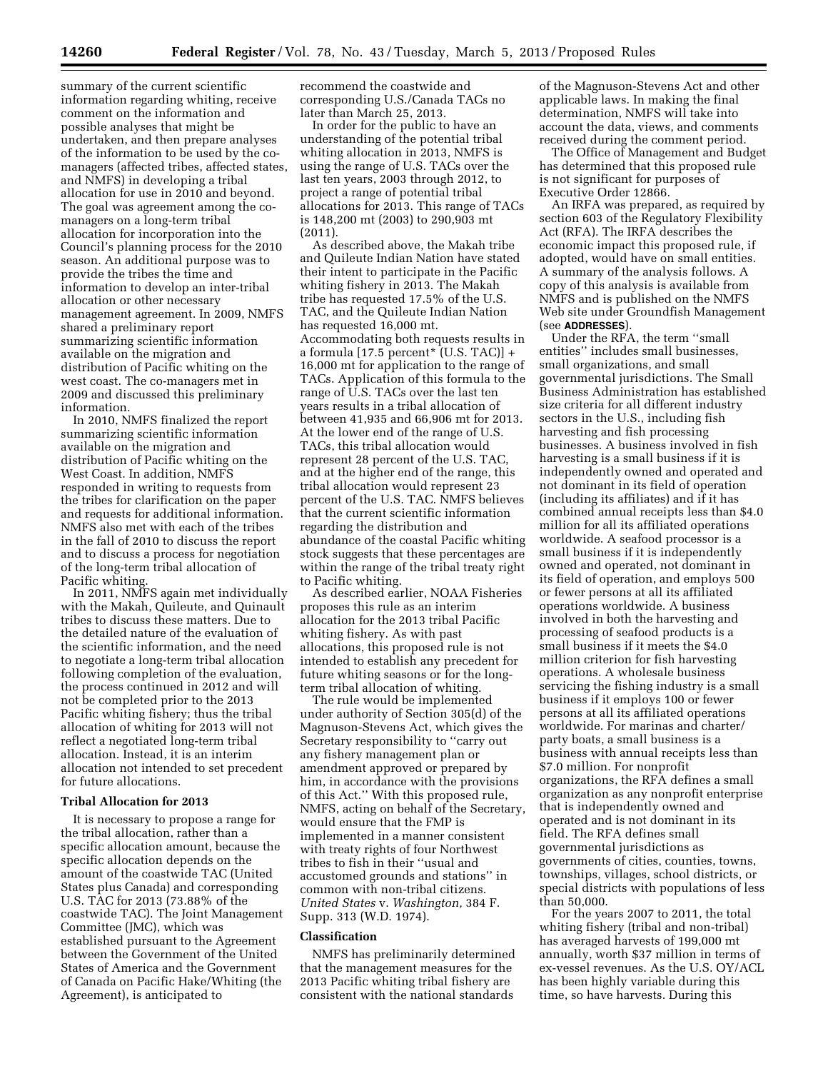summary of the current scientific information regarding whiting, receive comment on the information and possible analyses that might be undertaken, and then prepare analyses of the information to be used by the co-managers (affected tribes, affected states, and NMFS) in developing a tribal allocation for use in 2010 and beyond. The goal was agreement among the co-managers on a long-term tribal allocation for incorporation into the Council's planning process for the 2010 season. An additional purpose was to provide the tribes the time and information to develop an inter-tribal allocation or other necessary management agreement. In 2009, NMFS shared a preliminary report summarizing scientific information available on the migration and distribution of Pacific whiting on the west coast. The co-managers met in 2009 and discussed this preliminary information.

In 2010, NMFS finalized the report summarizing scientific information available on the migration and distribution of Pacific whiting on the West Coast. In addition, NMFS responded in writing to requests from the tribes for clarification on the paper and requests for additional information. NMFS also met with each of the tribes in the fall of 2010 to discuss the report and to discuss a process for negotiation of the long-term tribal allocation of Pacific whiting.

In 2011, NMFS again met individually with the Makah, Quileute, and Quinault tribes to discuss these matters. Due to the detailed nature of the evaluation of the scientific information, and the need to negotiate a long-term tribal allocation following completion of the evaluation, the process continued in 2012 and will not be completed prior to the 2013 Pacific whiting fishery; thus the tribal allocation of whiting for 2013 will not reflect a negotiated long-term tribal allocation. Instead, it is an interim allocation not intended to set precedent for future allocations.

## Tribal Allocation for 2013

It is necessary to propose a range for the tribal allocation, rather than a specific allocation amount, because the specific allocation depends on the amount of the coastwide TAC (United States plus Canada) and corresponding U.S. TAC for 2013 (73.88% of the coastwide TAC). The Joint Management Committee (JMC), which was established pursuant to the Agreement between the Government of the United States of America and the Government of Canada on Pacific Hake/Whiting (the Agreement), is anticipated to recommend the coastwide and corresponding U.S./Canada TACs no later than March 25, 2013.

In order for the public to have an understanding of the potential tribal whiting allocation in 2013, NMFS is using the range of U.S. TACs over the last ten years, 2003 through 2012, to project a range of potential tribal allocations for 2013. This range of TACs is 148,200 mt (2003) to 290,903 mt (2011).

As described above, the Makah tribe and Quileute Indian Nation have stated their intent to participate in the Pacific whiting fishery in 2013. The Makah tribe has requested 17.5% of the U.S. TAC, and the Quileute Indian Nation has requested 16,000 mt. Accommodating both requests results in a formula [17.5 percent* (U.S. TAC)] + 16,000 mt for application to the range of TACs. Application of this formula to the range of U.S. TACs over the last ten years results in a tribal allocation of between 41,935 and 66,906 mt for 2013. At the lower end of the range of U.S. TACs, this tribal allocation would represent 28 percent of the U.S. TAC, and at the higher end of the range, this tribal allocation would represent 23 percent of the U.S. TAC. NMFS believes that the current scientific information regarding the distribution and abundance of the coastal Pacific whiting stock suggests that these percentages are within the range of the tribal treaty right to Pacific whiting.

As described earlier, NOAA Fisheries proposes this rule as an interim allocation for the 2013 tribal Pacific whiting fishery. As with past allocations, this proposed rule is not intended to establish any precedent for future whiting seasons or for the long-term tribal allocation of whiting.

The rule would be implemented under authority of Section 305(d) of the Magnuson-Stevens Act, which gives the Secretary responsibility to "carry out any fishery management plan or amendment approved or prepared by him, in accordance with the provisions of this Act." With this proposed rule, NMFS, acting on behalf of the Secretary, would ensure that the FMP is implemented in a manner consistent with treaty rights of four Northwest tribes to fish in their "usual and accustomed grounds and stations" in common with non-tribal citizens. *United States* v. *Washington,* 384 F. Supp. 313 (W.D. 1974).

## Classification

NMFS has preliminarily determined that the management measures for the 2013 Pacific whiting tribal fishery are consistent with the national standards of the Magnuson-Stevens Act and other applicable laws. In making the final determination, NMFS will take into account the data, views, and comments received during the comment period.

The Office of Management and Budget has determined that this proposed rule is not significant for purposes of Executive Order 12866.

An IRFA was prepared, as required by section 603 of the Regulatory Flexibility Act (RFA). The IRFA describes the economic impact this proposed rule, if adopted, would have on small entities. A summary of the analysis follows. A copy of this analysis is available from NMFS and is published on the NMFS Web site under Groundfish Management (see **ADDRESSES**).

Under the RFA, the term "small entities" includes small businesses, small organizations, and small governmental jurisdictions. The Small Business Administration has established size criteria for all different industry sectors in the U.S., including fish harvesting and fish processing businesses. A business involved in fish harvesting is a small business if it is independently owned and operated and not dominant in its field of operation (including its affiliates) and if it has combined annual receipts less than $4.0 million for all its affiliated operations worldwide. A seafood processor is a small business if it is independently owned and operated, not dominant in its field of operation, and employs 500 or fewer persons at all its affiliated operations worldwide. A business involved in both the harvesting and processing of seafood products is a small business if it meets the $4.0 million criterion for fish harvesting operations. A wholesale business servicing the fishing industry is a small business if it employs 100 or fewer persons at all its affiliated operations worldwide. For marinas and charter/party boats, a small business is a business with annual receipts less than $7.0 million. For nonprofit organizations, the RFA defines a small organization as any nonprofit enterprise that is independently owned and operated and is not dominant in its field. The RFA defines small governmental jurisdictions as governments of cities, counties, towns, townships, villages, school districts, or special districts with populations of less than 50,000.

For the years 2007 to 2011, the total whiting fishery (tribal and non-tribal) has averaged harvests of 199,000 mt annually, worth $37 million in terms of ex-vessel revenues. As the U.S. OY/ACL has been highly variable during this time, so have harvests. During this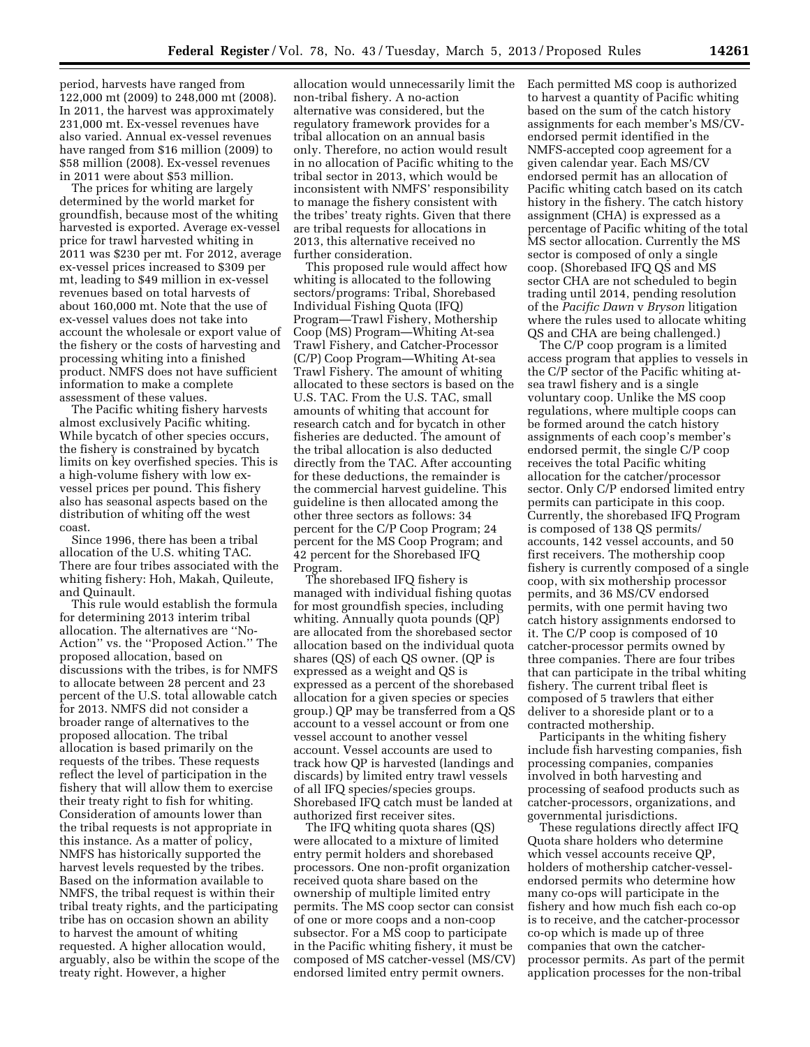period, harvests have ranged from 122,000 mt (2009) to 248,000 mt (2008). In 2011, the harvest was approximately 231,000 mt. Ex-vessel revenues have also varied. Annual ex-vessel revenues have ranged from $16 million (2009) to $58 million (2008). Ex-vessel revenues in 2011 were about $53 million.

The prices for whiting are largely determined by the world market for groundfish, because most of the whiting harvested is exported. Average ex-vessel price for trawl harvested whiting in 2011 was $230 per mt. For 2012, average ex-vessel prices increased to $309 per mt, leading to $49 million in ex-vessel revenues based on total harvests of about 160,000 mt. Note that the use of ex-vessel values does not take into account the wholesale or export value of the fishery or the costs of harvesting and processing whiting into a finished product. NMFS does not have sufficient information to make a complete assessment of these values.

The Pacific whiting fishery harvests almost exclusively Pacific whiting. While bycatch of other species occurs, the fishery is constrained by bycatch limits on key overfished species. This is a high-volume fishery with low ex-vessel prices per pound. This fishery also has seasonal aspects based on the distribution of whiting off the west coast.

Since 1996, there has been a tribal allocation of the U.S. whiting TAC. There are four tribes associated with the whiting fishery: Hoh, Makah, Quileute, and Quinault.

This rule would establish the formula for determining 2013 interim tribal allocation. The alternatives are ''No-Action'' vs. the ''Proposed Action.'' The proposed allocation, based on discussions with the tribes, is for NMFS to allocate between 28 percent and 23 percent of the U.S. total allowable catch for 2013. NMFS did not consider a broader range of alternatives to the proposed allocation. The tribal allocation is based primarily on the requests of the tribes. These requests reflect the level of participation in the fishery that will allow them to exercise their treaty right to fish for whiting. Consideration of amounts lower than the tribal requests is not appropriate in this instance. As a matter of policy, NMFS has historically supported the harvest levels requested by the tribes. Based on the information available to NMFS, the tribal request is within their tribal treaty rights, and the participating tribe has on occasion shown an ability to harvest the amount of whiting requested. A higher allocation would, arguably, also be within the scope of the treaty right. However, a higher allocation would unnecessarily limit the non-tribal fishery. A no-action alternative was considered, but the regulatory framework provides for a tribal allocation on an annual basis only. Therefore, no action would result in no allocation of Pacific whiting to the tribal sector in 2013, which would be inconsistent with NMFS' responsibility to manage the fishery consistent with the tribes' treaty rights. Given that there are tribal requests for allocations in 2013, this alternative received no further consideration.

This proposed rule would affect how whiting is allocated to the following sectors/programs: Tribal, Shorebased Individual Fishing Quota (IFQ) Program—Trawl Fishery, Mothership Coop (MS) Program—Whiting At-sea Trawl Fishery, and Catcher-Processor (C/P) Coop Program—Whiting At-sea Trawl Fishery. The amount of whiting allocated to these sectors is based on the U.S. TAC. From the U.S. TAC, small amounts of whiting that account for research catch and for bycatch in other fisheries are deducted. The amount of the tribal allocation is also deducted directly from the TAC. After accounting for these deductions, the remainder is the commercial harvest guideline. This guideline is then allocated among the other three sectors as follows: 34 percent for the C/P Coop Program; 24 percent for the MS Coop Program; and 42 percent for the Shorebased IFQ Program.

The shorebased IFQ fishery is managed with individual fishing quotas for most groundfish species, including whiting. Annually quota pounds (QP) are allocated from the shorebased sector allocation based on the individual quota shares (QS) of each QS owner. (QP is expressed as a weight and QS is expressed as a percent of the shorebased allocation for a given species or species group.) QP may be transferred from a QS account to a vessel account or from one vessel account to another vessel account. Vessel accounts are used to track how QP is harvested (landings and discards) by limited entry trawl vessels of all IFQ species/species groups. Shorebased IFQ catch must be landed at authorized first receiver sites.

The IFQ whiting quota shares (QS) were allocated to a mixture of limited entry permit holders and shorebased processors. One non-profit organization received quota share based on the ownership of multiple limited entry permits. The MS coop sector can consist of one or more coops and a non-coop subsector. For a MS coop to participate in the Pacific whiting fishery, it must be composed of MS catcher-vessel (MS/CV) endorsed limited entry permit owners. Each permitted MS coop is authorized to harvest a quantity of Pacific whiting based on the sum of the catch history assignments for each member's MS/CV-endorsed permit identified in the NMFS-accepted coop agreement for a given calendar year. Each MS/CV endorsed permit has an allocation of Pacific whiting catch based on its catch history in the fishery. The catch history assignment (CHA) is expressed as a percentage of Pacific whiting of the total MS sector allocation. Currently the MS sector is composed of only a single coop. (Shorebased IFQ QS and MS sector CHA are not scheduled to begin trading until 2014, pending resolution of the *Pacific Dawn* v *Bryson* litigation where the rules used to allocate whiting QS and CHA are being challenged.)

The C/P coop program is a limited access program that applies to vessels in the C/P sector of the Pacific whiting at-sea trawl fishery and is a single voluntary coop. Unlike the MS coop regulations, where multiple coops can be formed around the catch history assignments of each coop's member's endorsed permit, the single C/P coop receives the total Pacific whiting allocation for the catcher/processor sector. Only C/P endorsed limited entry permits can participate in this coop. Currently, the shorebased IFQ Program is composed of 138 QS permits/accounts, 142 vessel accounts, and 50 first receivers. The mothership coop fishery is currently composed of a single coop, with six mothership processor permits, and 36 MS/CV endorsed permits, with one permit having two catch history assignments endorsed to it. The C/P coop is composed of 10 catcher-processor permits owned by three companies. There are four tribes that can participate in the tribal whiting fishery. The current tribal fleet is composed of 5 trawlers that either deliver to a shoreside plant or to a contracted mothership.

Participants in the whiting fishery include fish harvesting companies, fish processing companies, companies involved in both harvesting and processing of seafood products such as catcher-processors, organizations, and governmental jurisdictions.

These regulations directly affect IFQ Quota share holders who determine which vessel accounts receive QP, holders of mothership catcher-vessel-endorsed permits who determine how many co-ops will participate in the fishery and how much fish each co-op is to receive, and the catcher-processor co-op which is made up of three companies that own the catcher-processor permits. As part of the permit application processes for the non-tribal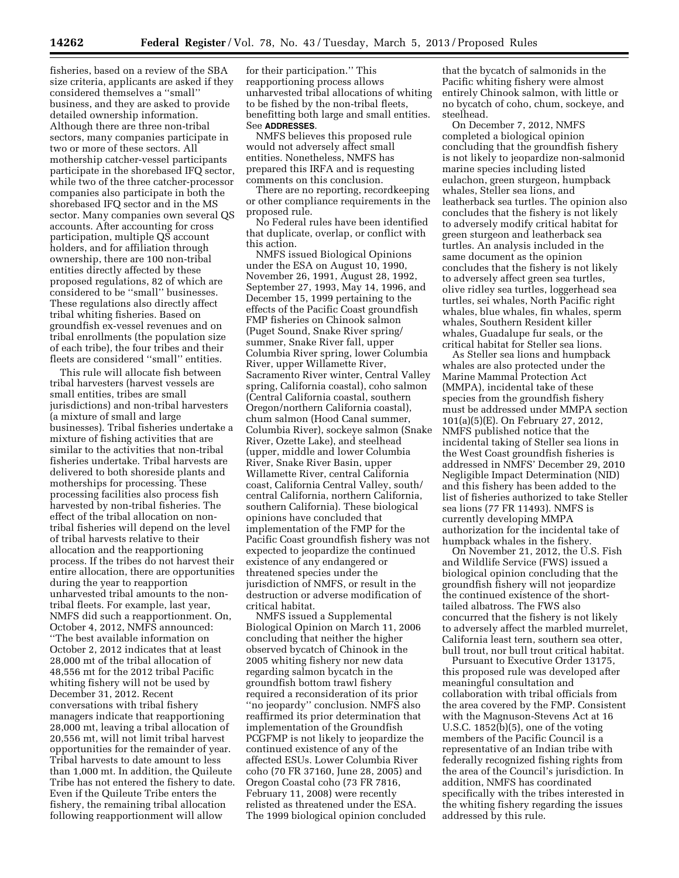fisheries, based on a review of the SBA size criteria, applicants are asked if they considered themselves a "small" business, and they are asked to provide detailed ownership information. Although there are three non-tribal sectors, many companies participate in two or more of these sectors. All mothership catcher-vessel participants participate in the shorebased IFQ sector, while two of the three catcher-processor companies also participate in both the shorebased IFQ sector and in the MS sector. Many companies own several QS accounts. After accounting for cross participation, multiple QS account holders, and for affiliation through ownership, there are 100 non-tribal entities directly affected by these proposed regulations, 82 of which are considered to be "small" businesses. These regulations also directly affect tribal whiting fisheries. Based on groundfish ex-vessel revenues and on tribal enrollments (the population size of each tribe), the four tribes and their fleets are considered "small" entities.

This rule will allocate fish between tribal harvesters (harvest vessels are small entities, tribes are small jurisdictions) and non-tribal harvesters (a mixture of small and large businesses). Tribal fisheries undertake a mixture of fishing activities that are similar to the activities that non-tribal fisheries undertake. Tribal harvests are delivered to both shoreside plants and motherships for processing. These processing facilities also process fish harvested by non-tribal fisheries. The effect of the tribal allocation on non-tribal fisheries will depend on the level of tribal harvests relative to their allocation and the reapportioning process. If the tribes do not harvest their entire allocation, there are opportunities during the year to reapportion unharvested tribal amounts to the non-tribal fleets. For example, last year, NMFS did such a reapportionment. On, October 4, 2012, NMFS announced: "The best available information on October 2, 2012 indicates that at least 28,000 mt of the tribal allocation of 48,556 mt for the 2012 tribal Pacific whiting fishery will not be used by December 31, 2012. Recent conversations with tribal fishery managers indicate that reapportioning 28,000 mt, leaving a tribal allocation of 20,556 mt, will not limit tribal harvest opportunities for the remainder of year. Tribal harvests to date amount to less than 1,000 mt. In addition, the Quileute Tribe has not entered the fishery to date. Even if the Quileute Tribe enters the fishery, the remaining tribal allocation following reapportionment will allow for their participation." This reapportioning process allows unharvested tribal allocations of whiting to be fished by the non-tribal fleets, benefitting both large and small entities. See **ADDRESSES**.

NMFS believes this proposed rule would not adversely affect small entities. Nonetheless, NMFS has prepared this IRFA and is requesting comments on this conclusion.

There are no reporting, recordkeeping or other compliance requirements in the proposed rule.

No Federal rules have been identified that duplicate, overlap, or conflict with this action.

NMFS issued Biological Opinions under the ESA on August 10, 1990, November 26, 1991, August 28, 1992, September 27, 1993, May 14, 1996, and December 15, 1999 pertaining to the effects of the Pacific Coast groundfish FMP fisheries on Chinook salmon (Puget Sound, Snake River spring/summer, Snake River fall, upper Columbia River spring, lower Columbia River, upper Willamette River, Sacramento River winter, Central Valley spring, California coastal), coho salmon (Central California coastal, southern Oregon/northern California coastal), chum salmon (Hood Canal summer, Columbia River), sockeye salmon (Snake River, Ozette Lake), and steelhead (upper, middle and lower Columbia River, Snake River Basin, upper Willamette River, central California coast, California Central Valley, south/central California, northern California, southern California). These biological opinions have concluded that implementation of the FMP for the Pacific Coast groundfish fishery was not expected to jeopardize the continued existence of any endangered or threatened species under the jurisdiction of NMFS, or result in the destruction or adverse modification of critical habitat.

NMFS issued a Supplemental Biological Opinion on March 11, 2006 concluding that neither the higher observed bycatch of Chinook in the 2005 whiting fishery nor new data regarding salmon bycatch in the groundfish bottom trawl fishery required a reconsideration of its prior "no jeopardy" conclusion. NMFS also reaffirmed its prior determination that implementation of the Groundfish PCGFMP is not likely to jeopardize the continued existence of any of the affected ESUs. Lower Columbia River coho (70 FR 37160, June 28, 2005) and Oregon Coastal coho (73 FR 7816, February 11, 2008) were recently relisted as threatened under the ESA. The 1999 biological opinion concluded that the bycatch of salmonids in the Pacific whiting fishery were almost entirely Chinook salmon, with little or no bycatch of coho, chum, sockeye, and steelhead.

On December 7, 2012, NMFS completed a biological opinion concluding that the groundfish fishery is not likely to jeopardize non-salmonid marine species including listed eulachon, green sturgeon, humpback whales, Steller sea lions, and leatherback sea turtles. The opinion also concludes that the fishery is not likely to adversely modify critical habitat for green sturgeon and leatherback sea turtles. An analysis included in the same document as the opinion concludes that the fishery is not likely to adversely affect green sea turtles, olive ridley sea turtles, loggerhead sea turtles, sei whales, North Pacific right whales, blue whales, fin whales, sperm whales, Southern Resident killer whales, Guadalupe fur seals, or the critical habitat for Steller sea lions.

As Steller sea lions and humpback whales are also protected under the Marine Mammal Protection Act (MMPA), incidental take of these species from the groundfish fishery must be addressed under MMPA section 101(a)(5)(E). On February 27, 2012, NMFS published notice that the incidental taking of Steller sea lions in the West Coast groundfish fisheries is addressed in NMFS' December 29, 2010 Negligible Impact Determination (NID) and this fishery has been added to the list of fisheries authorized to take Steller sea lions (77 FR 11493). NMFS is currently developing MMPA authorization for the incidental take of humpback whales in the fishery.

On November 21, 2012, the U.S. Fish and Wildlife Service (FWS) issued a biological opinion concluding that the groundfish fishery will not jeopardize the continued existence of the short-tailed albatross. The FWS also concurred that the fishery is not likely to adversely affect the marbled murrelet, California least tern, southern sea otter, bull trout, nor bull trout critical habitat.

Pursuant to Executive Order 13175, this proposed rule was developed after meaningful consultation and collaboration with tribal officials from the area covered by the FMP. Consistent with the Magnuson-Stevens Act at 16 U.S.C. 1852(b)(5), one of the voting members of the Pacific Council is a representative of an Indian tribe with federally recognized fishing rights from the area of the Council's jurisdiction. In addition, NMFS has coordinated specifically with the tribes interested in the whiting fishery regarding the issues addressed by this rule.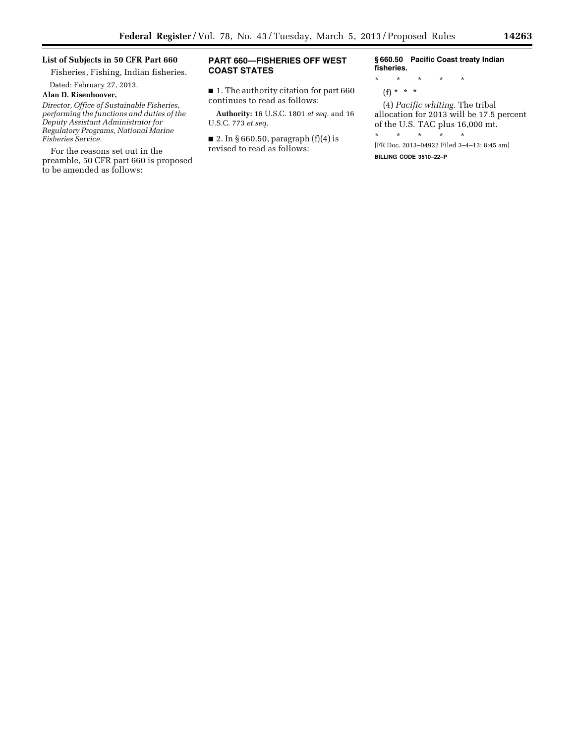**List of Subjects in 50 CFR Part 660**

Fisheries, Fishing, Indian fisheries.

Dated: February 27, 2013.

**Alan D. Risenhoover,**

*Director, Office of Sustainable Fisheries, performing the functions and duties of the Deputy Assistant Administrator for Regulatory Programs, National Marine Fisheries Service.*

For the reasons set out in the preamble, 50 CFR part 660 is proposed to be amended as follows:

## PART 660—FISHERIES OFF WEST COAST STATES

■ 1. The authority citation for part 660 continues to read as follows:

**Authority:** 16 U.S.C. 1801 *et seq.* and 16 U.S.C. 773 *et seq.*

■ 2. In § 660.50, paragraph (f)(4) is revised to read as follows:

### § 660.50 Pacific Coast treaty Indian fisheries.

\* \* \* \* \*

(f) \* \* \*

(4) *Pacific whiting.* The tribal allocation for 2013 will be 17.5 percent of the U.S. TAC plus 16,000 mt.

\* \* \* \* \*

[FR Doc. 2013–04922 Filed 3–4–13; 8:45 am]

**BILLING CODE 3510–22–P**